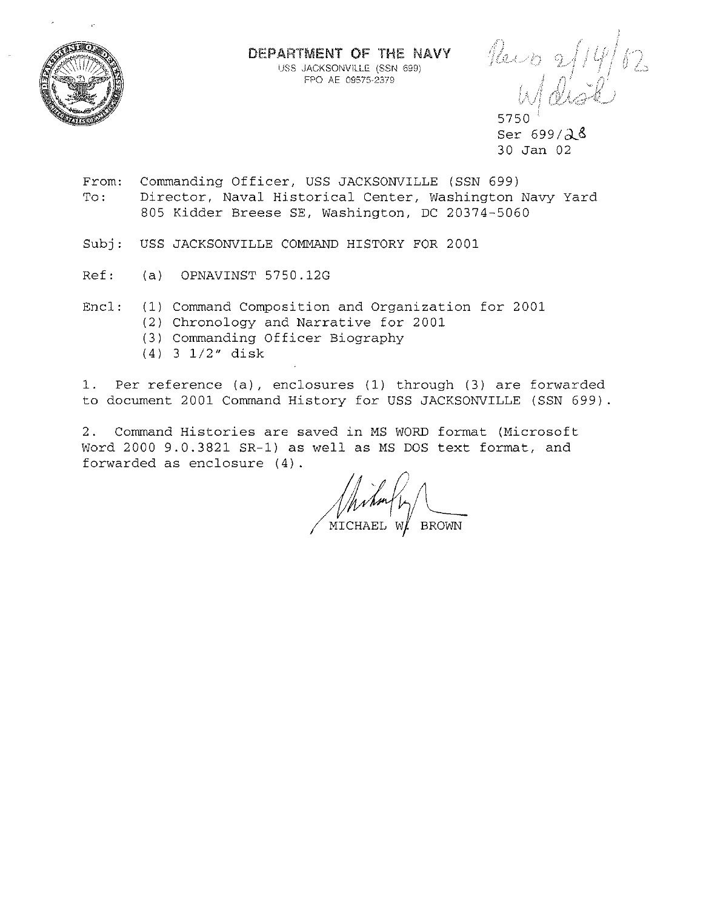**DEPARTMENT OF THE NAVY**
USS JACKSONVILLE (SSN 699)
FPO AE 09575-2379

Recd 2/14/02
W/ disk

5750
Ser 699/28
30 Jan 02

From: Commanding Officer, USS JACKSONVILLE (SSN 699)
To: Director, Naval Historical Center, Washington Navy Yard
805 Kidder Breese SE, Washington, DC 20374-5060

Subj: USS JACKSONVILLE COMMAND HISTORY FOR 2001

Ref: (a) OPNAVINST 5750.12G

Encl: (1) Command Composition and Organization for 2001
(2) Chronology and Narrative for 2001
(3) Commanding Officer Biography
(4) 3 1/2" disk

1. Per reference (a), enclosures (1) through (3) are forwarded to document 2001 Command History for USS JACKSONVILLE (SSN 699).

2. Command Histories are saved in MS WORD format (Microsoft Word 2000 9.0.3821 SR-1) as well as MS DOS text format, and forwarded as enclosure (4).

MICHAEL W. BROWN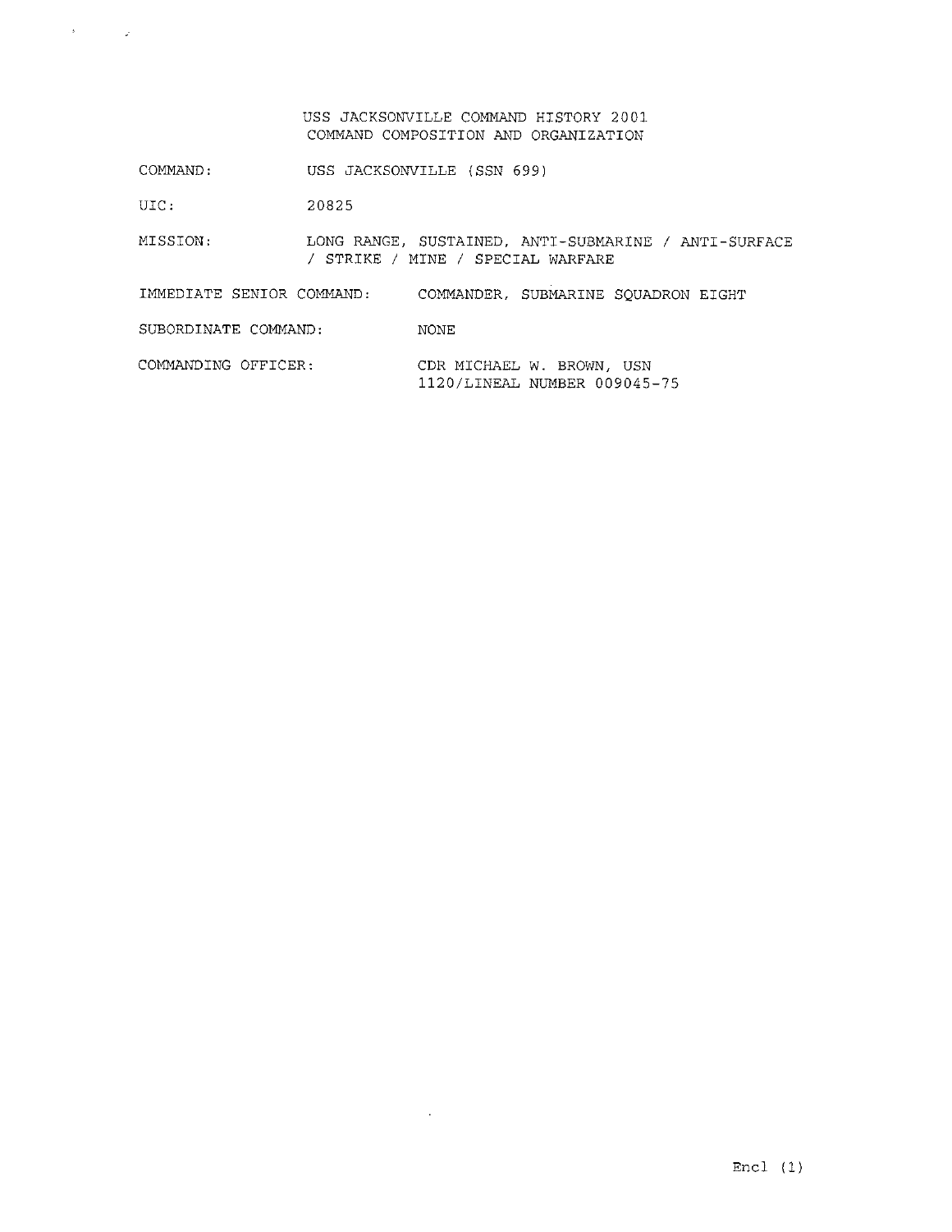USS JACKSONVILLE COMMAND HISTORY 2001
COMMAND COMPOSITION AND ORGANIZATION

COMMAND: USS JACKSONVILLE (SSN 699)

UIC: 20825

MISSION: LONG RANGE, SUSTAINED, ANTI-SUBMARINE / ANTI-SURFACE / STRIKE / MINE / SPECIAL WARFARE

IMMEDIATE SENIOR COMMAND: COMMANDER, SUBMARINE SQUADRON EIGHT

SUBORDINATE COMMAND: NONE

COMMANDING OFFICER: CDR MICHAEL W. BROWN, USN
1120/LINEAL NUMBER 009045-75

Encl (1)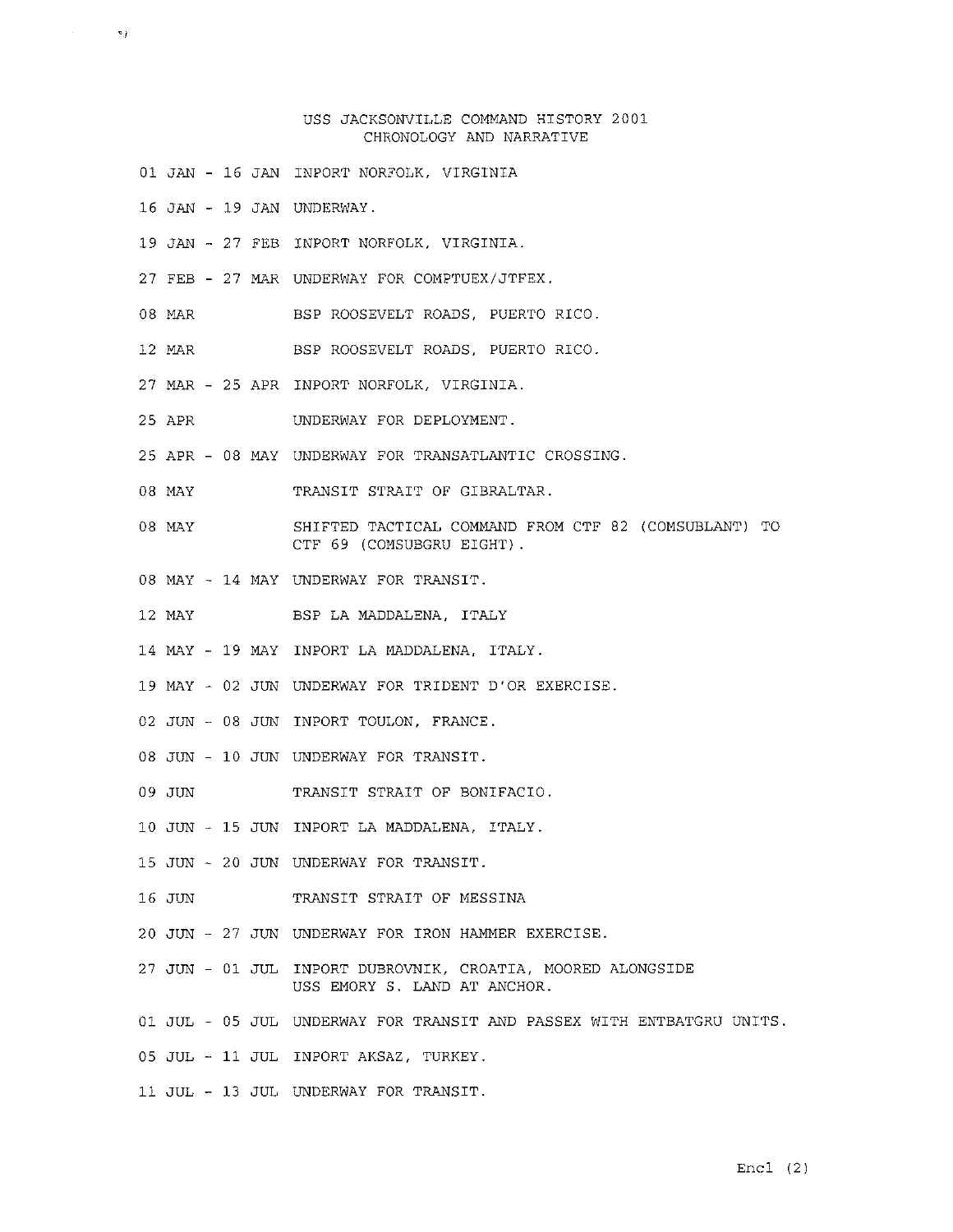# USS JACKSONVILLE COMMAND HISTORY 2001
## CHRONOLOGY AND NARRATIVE

| | |
|---|---|
| 01 JAN - 16 JAN | INPORT NORFOLK, VIRGINIA |
| 16 JAN - 19 JAN | UNDERWAY. |
| 19 JAN - 27 FEB | INPORT NORFOLK, VIRGINIA. |
| 27 FEB - 27 MAR | UNDERWAY FOR COMPTUEX/JTFEX. |
| 08 MAR | BSP ROOSEVELT ROADS, PUERTO RICO. |
| 12 MAR | BSP ROOSEVELT ROADS, PUERTO RICO. |
| 27 MAR - 25 APR | INPORT NORFOLK, VIRGINIA. |
| 25 APR | UNDERWAY FOR DEPLOYMENT. |
| 25 APR - 08 MAY | UNDERWAY FOR TRANSATLANTIC CROSSING. |
| 08 MAY | TRANSIT STRAIT OF GIBRALTAR. |
| 08 MAY | SHIFTED TACTICAL COMMAND FROM CTF 82 (COMSUBLANT) TO CTF 69 (COMSUBGRU EIGHT). |
| 08 MAY - 14 MAY | UNDERWAY FOR TRANSIT. |
| 12 MAY | BSP LA MADDALENA, ITALY |
| 14 MAY - 19 MAY | INPORT LA MADDALENA, ITALY. |
| 19 MAY - 02 JUN | UNDERWAY FOR TRIDENT D'OR EXERCISE. |
| 02 JUN - 08 JUN | INPORT TOULON, FRANCE. |
| 08 JUN - 10 JUN | UNDERWAY FOR TRANSIT. |
| 09 JUN | TRANSIT STRAIT OF BONIFACIO. |
| 10 JUN - 15 JUN | INPORT LA MADDALENA, ITALY. |
| 15 JUN - 20 JUN | UNDERWAY FOR TRANSIT. |
| 16 JUN | TRANSIT STRAIT OF MESSINA |
| 20 JUN - 27 JUN | UNDERWAY FOR IRON HAMMER EXERCISE. |
| 27 JUN - 01 JUL | INPORT DUBROVNIK, CROATIA, MOORED ALONGSIDE USS EMORY S. LAND AT ANCHOR. |
| 01 JUL - 05 JUL | UNDERWAY FOR TRANSIT AND PASSEX WITH ENTBATGRU UNITS. |
| 05 JUL - 11 JUL | INPORT AKSAZ, TURKEY. |
| 11 JUL - 13 JUL | UNDERWAY FOR TRANSIT. |

Encl (2)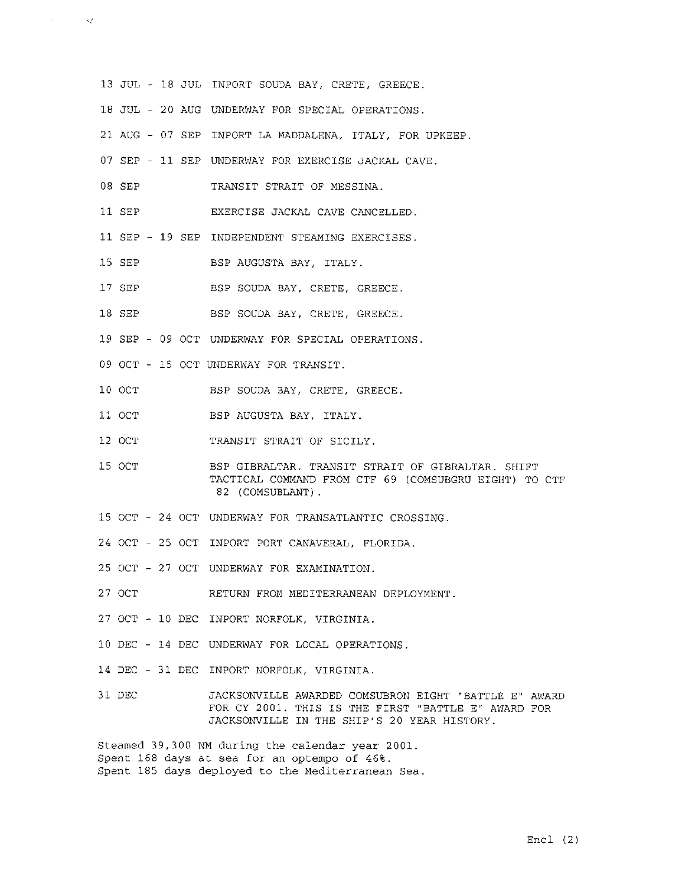13 JUL - 18 JUL INPORT SOUDA BAY, CRETE, GREECE.

18 JUL - 20 AUG UNDERWAY FOR SPECIAL OPERATIONS.

21 AUG - 07 SEP INPORT LA MADDALENA, ITALY, FOR UPKEEP.

07 SEP - 11 SEP UNDERWAY FOR EXERCISE JACKAL CAVE.

08 SEP TRANSIT STRAIT OF MESSINA.

11 SEP EXERCISE JACKAL CAVE CANCELLED.

11 SEP - 19 SEP INDEPENDENT STEAMING EXERCISES.

15 SEP BSP AUGUSTA BAY, ITALY.

17 SEP BSP SOUDA BAY, CRETE, GREECE.

18 SEP BSP SOUDA BAY, CRETE, GREECE.

19 SEP - 09 OCT UNDERWAY FOR SPECIAL OPERATIONS.

09 OCT - 15 OCT UNDERWAY FOR TRANSIT.

10 OCT BSP SOUDA BAY, CRETE, GREECE.

11 OCT BSP AUGUSTA BAY, ITALY.

12 OCT TRANSIT STRAIT OF SICILY.

15 OCT BSP GIBRALTAR. TRANSIT STRAIT OF GIBRALTAR. SHIFT TACTICAL COMMAND FROM CTF 69 (COMSUBGRU EIGHT) TO CTF 82 (COMSUBLANT).

15 OCT - 24 OCT UNDERWAY FOR TRANSATLANTIC CROSSING.

24 OCT - 25 OCT INPORT PORT CANAVERAL, FLORIDA.

25 OCT - 27 OCT UNDERWAY FOR EXAMINATION.

27 OCT RETURN FROM MEDITERRANEAN DEPLOYMENT.

27 OCT - 10 DEC INPORT NORFOLK, VIRGINIA.

10 DEC - 14 DEC UNDERWAY FOR LOCAL OPERATIONS.

14 DEC - 31 DEC INPORT NORFOLK, VIRGINIA.

31 DEC JACKSONVILLE AWARDED COMSUBRON EIGHT "BATTLE E" AWARD FOR CY 2001. THIS IS THE FIRST "BATTLE E" AWARD FOR JACKSONVILLE IN THE SHIP'S 20 YEAR HISTORY.

Steamed 39,300 NM during the calendar year 2001.
Spent 168 days at sea for an optempo of 46%.
Spent 185 days deployed to the Mediterranean Sea.

Encl (2)